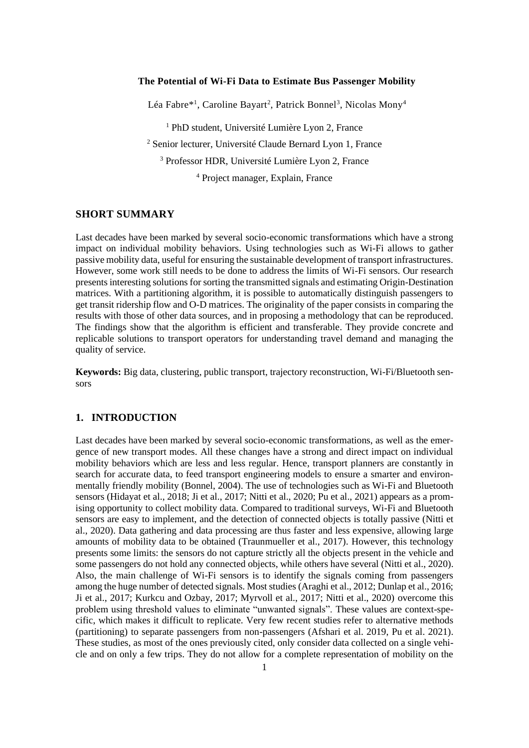**The Potential of Wi-Fi Data to Estimate Bus Passenger Mobility**

Léa Fabre*[1], Caroline Bayart[2], Patrick Bonnel[3], Nicolas Mony[4]

[1] PhD student, Université Lumière Lyon 2, France

[2] Senior lecturer, Université Claude Bernard Lyon 1, France

[3] Professor HDR, Université Lumière Lyon 2, France

[4] Project manager, Explain, France

## SHORT SUMMARY

Last decades have been marked by several socio-economic transformations which have a strong impact on individual mobility behaviors. Using technologies such as Wi-Fi allows to gather passive mobility data, useful for ensuring the sustainable development of transport infrastructures. However, some work still needs to be done to address the limits of Wi-Fi sensors. Our research presents interesting solutions for sorting the transmitted signals and estimating Origin-Destination matrices. With a partitioning algorithm, it is possible to automatically distinguish passengers to get transit ridership flow and O-D matrices. The originality of the paper consists in comparing the results with those of other data sources, and in proposing a methodology that can be reproduced. The findings show that the algorithm is efficient and transferable. They provide concrete and replicable solutions to transport operators for understanding travel demand and managing the quality of service.

**Keywords:** Big data, clustering, public transport, trajectory reconstruction, Wi-Fi/Bluetooth sensors

## 1. INTRODUCTION

Last decades have been marked by several socio-economic transformations, as well as the emergence of new transport modes. All these changes have a strong and direct impact on individual mobility behaviors which are less and less regular. Hence, transport planners are constantly in search for accurate data, to feed transport engineering models to ensure a smarter and environmentally friendly mobility (Bonnel, 2004). The use of technologies such as Wi-Fi and Bluetooth sensors (Hidayat et al., 2018; Ji et al., 2017; Nitti et al., 2020; Pu et al., 2021) appears as a promising opportunity to collect mobility data. Compared to traditional surveys, Wi-Fi and Bluetooth sensors are easy to implement, and the detection of connected objects is totally passive (Nitti et al., 2020). Data gathering and data processing are thus faster and less expensive, allowing large amounts of mobility data to be obtained (Traunmueller et al., 2017). However, this technology presents some limits: the sensors do not capture strictly all the objects present in the vehicle and some passengers do not hold any connected objects, while others have several (Nitti et al., 2020). Also, the main challenge of Wi-Fi sensors is to identify the signals coming from passengers among the huge number of detected signals. Most studies (Araghi et al., 2012; Dunlap et al., 2016; Ji et al., 2017; Kurkcu and Ozbay, 2017; Myrvoll et al., 2017; Nitti et al., 2020) overcome this problem using threshold values to eliminate "unwanted signals". These values are context-specific, which makes it difficult to replicate. Very few recent studies refer to alternative methods (partitioning) to separate passengers from non-passengers (Afshari et al. 2019, Pu et al. 2021). These studies, as most of the ones previously cited, only consider data collected on a single vehicle and on only a few trips. They do not allow for a complete representation of mobility on the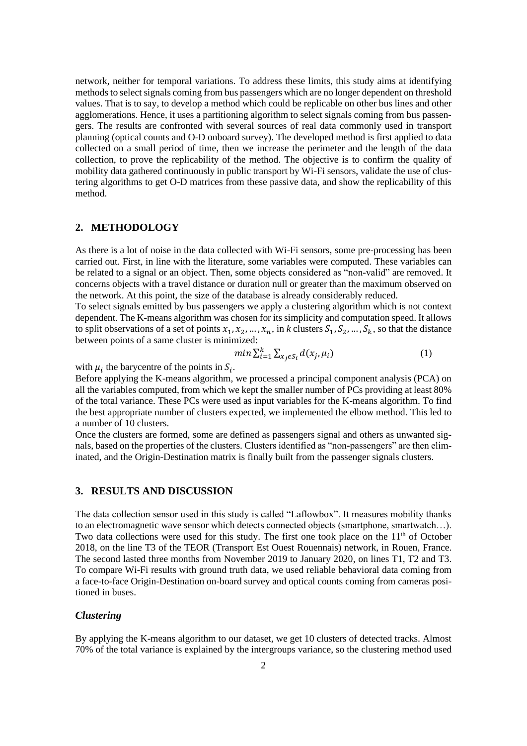network, neither for temporal variations. To address these limits, this study aims at identifying methods to select signals coming from bus passengers which are no longer dependent on threshold values. That is to say, to develop a method which could be replicable on other bus lines and other agglomerations. Hence, it uses a partitioning algorithm to select signals coming from bus passengers. The results are confronted with several sources of real data commonly used in transport planning (optical counts and O-D onboard survey). The developed method is first applied to data collected on a small period of time, then we increase the perimeter and the length of the data collection, to prove the replicability of the method. The objective is to confirm the quality of mobility data gathered continuously in public transport by Wi-Fi sensors, validate the use of clustering algorithms to get O-D matrices from these passive data, and show the replicability of this method.

## 2. METHODOLOGY

As there is a lot of noise in the data collected with Wi-Fi sensors, some pre-processing has been carried out. First, in line with the literature, some variables were computed. These variables can be related to a signal or an object. Then, some objects considered as "non-valid" are removed. It concerns objects with a travel distance or duration null or greater than the maximum observed on the network. At this point, the size of the database is already considerably reduced.

To select signals emitted by bus passengers we apply a clustering algorithm which is not context dependent. The K-means algorithm was chosen for its simplicity and computation speed. It allows to split observations of a set of points $x_1, x_2, \dots, x_n$, in *k* clusters $S_1, S_2, \dots, S_k$, so that the distance between points of a same cluster is minimized:

$$min \sum_{i=1}^{k} \sum_{x_j \epsilon S_i} d(x_j, \mu_i) \qquad (1)$$

with $\mu_i$ the barycentre of the points in $S_i$.

Before applying the K-means algorithm, we processed a principal component analysis (PCA) on all the variables computed, from which we kept the smaller number of PCs providing at least 80% of the total variance. These PCs were used as input variables for the K-means algorithm. To find the best appropriate number of clusters expected, we implemented the elbow method. This led to a number of 10 clusters.

Once the clusters are formed, some are defined as passengers signal and others as unwanted signals, based on the properties of the clusters. Clusters identified as "non-passengers" are then eliminated, and the Origin-Destination matrix is finally built from the passenger signals clusters.

## 3. RESULTS AND DISCUSSION

The data collection sensor used in this study is called "Laflowbox". It measures mobility thanks to an electromagnetic wave sensor which detects connected objects (smartphone, smartwatch…). Two data collections were used for this study. The first one took place on the 11th of October 2018, on the line T3 of the TEOR (Transport Est Ouest Rouennais) network, in Rouen, France. The second lasted three months from November 2019 to January 2020, on lines T1, T2 and T3. To compare Wi-Fi results with ground truth data, we used reliable behavioral data coming from a face-to-face Origin-Destination on-board survey and optical counts coming from cameras positioned in buses.

### *Clustering*

By applying the K-means algorithm to our dataset, we get 10 clusters of detected tracks. Almost 70% of the total variance is explained by the intergroups variance, so the clustering method used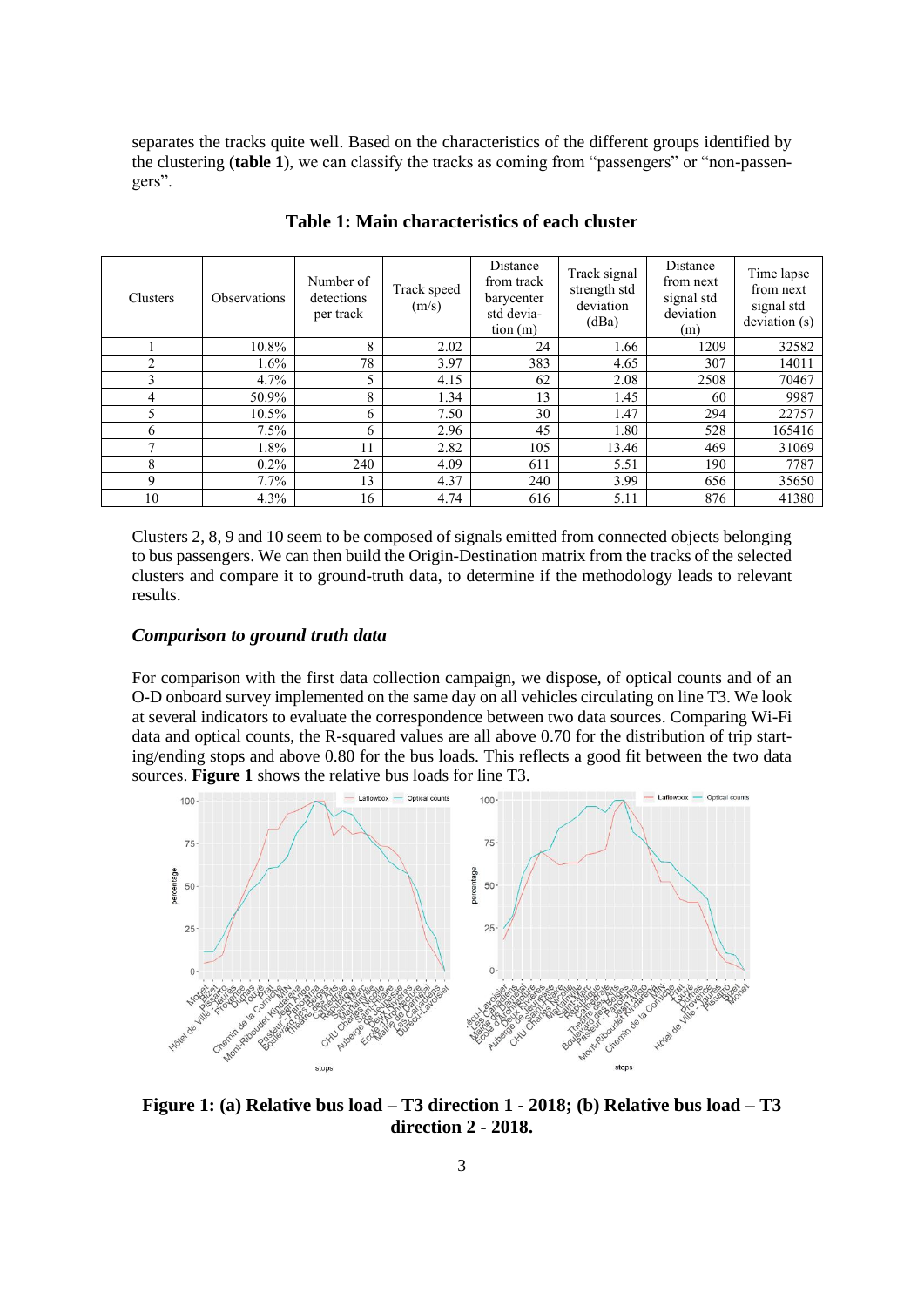separates the tracks quite well. Based on the characteristics of the different groups identified by the clustering (**table 1**), we can classify the tracks as coming from "passengers" or "non-passengers".

**Table 1: Main characteristics of each cluster**

| Clusters | Observations | Number of detections per track | Track speed (m/s) | Distance from track barycenter std deviation (m) | Track signal strength std deviation (dBa) | Distance from next signal std deviation (m) | Time lapse from next signal std deviation (s) |
|---|---|---|---|---|---|---|---|
| 1 | 10.8% | 8 | 2.02 | 24 | 1.66 | 1209 | 32582 |
| 2 | 1.6% | 78 | 3.97 | 383 | 4.65 | 307 | 14011 |
| 3 | 4.7% | 5 | 4.15 | 62 | 2.08 | 2508 | 70467 |
| 4 | 50.9% | 8 | 1.34 | 13 | 1.45 | 60 | 9987 |
| 5 | 10.5% | 6 | 7.50 | 30 | 1.47 | 294 | 22757 |
| 6 | 7.5% | 6 | 2.96 | 45 | 1.80 | 528 | 165416 |
| 7 | 1.8% | 11 | 2.82 | 105 | 13.46 | 469 | 31069 |
| 8 | 0.2% | 240 | 4.09 | 611 | 5.51 | 190 | 7787 |
| 9 | 7.7% | 13 | 4.37 | 240 | 3.99 | 656 | 35650 |
| 10 | 4.3% | 16 | 4.74 | 616 | 5.11 | 876 | 41380 |

Clusters 2, 8, 9 and 10 seem to be composed of signals emitted from connected objects belonging to bus passengers. We can then build the Origin-Destination matrix from the tracks of the selected clusters and compare it to ground-truth data, to determine if the methodology leads to relevant results.

### *Comparison to ground truth data*

For comparison with the first data collection campaign, we dispose, of optical counts and of an O-D onboard survey implemented on the same day on all vehicles circulating on line T3. We look at several indicators to evaluate the correspondence between two data sources. Comparing Wi-Fi data and optical counts, the R-squared values are all above 0.70 for the distribution of trip starting/ending stops and above 0.80 for the bus loads. This reflects a good fit between the two data sources. **Figure 1** shows the relative bus loads for line T3.

**Figure 1: (a) Relative bus load – T3 direction 1 - 2018; (b) Relative bus load – T3 direction 2 - 2018.**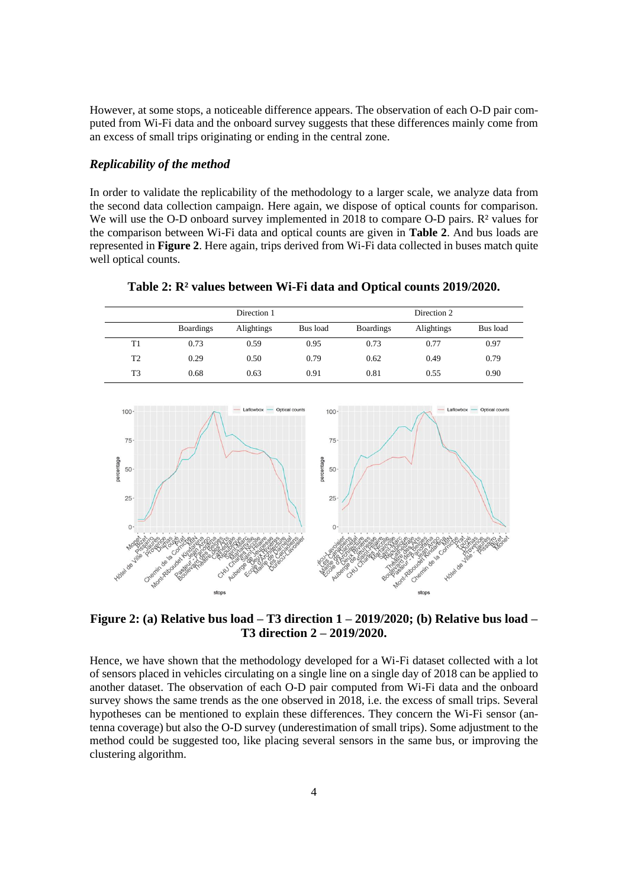However, at some stops, a noticeable difference appears. The observation of each O-D pair computed from Wi-Fi data and the onboard survey suggests that these differences mainly come from an excess of small trips originating or ending in the central zone.

### *Replicability of the method*

In order to validate the replicability of the methodology to a larger scale, we analyze data from the second data collection campaign. Here again, we dispose of optical counts for comparison. We will use the O-D onboard survey implemented in 2018 to compare O-D pairs. $R^2$ values for the comparison between Wi-Fi data and optical counts are given in **Table 2**. And bus loads are represented in **Figure 2**. Here again, trips derived from Wi-Fi data collected in buses match quite well optical counts.

**Table 2: $R^2$ values between Wi-Fi data and Optical counts 2019/2020.**

| | Direction 1 | | | Direction 2 | | |
|---|---|---|---|---|---|---|
| | Boardings | Alightings | Bus load | Boardings | Alightings | Bus load |
| T1 | 0.73 | 0.59 | 0.95 | 0.73 | 0.77 | 0.97 |
| T2 | 0.29 | 0.50 | 0.79 | 0.62 | 0.49 | 0.79 |
| T3 | 0.68 | 0.63 | 0.91 | 0.81 | 0.55 | 0.90 |

**Figure 2: (a) Relative bus load – T3 direction 1 – 2019/2020; (b) Relative bus load – T3 direction 2 – 2019/2020.**

Hence, we have shown that the methodology developed for a Wi-Fi dataset collected with a lot of sensors placed in vehicles circulating on a single line on a single day of 2018 can be applied to another dataset. The observation of each O-D pair computed from Wi-Fi data and the onboard survey shows the same trends as the one observed in 2018, i.e. the excess of small trips. Several hypotheses can be mentioned to explain these differences. They concern the Wi-Fi sensor (antenna coverage) but also the O-D survey (underestimation of small trips). Some adjustment to the method could be suggested too, like placing several sensors in the same bus, or improving the clustering algorithm.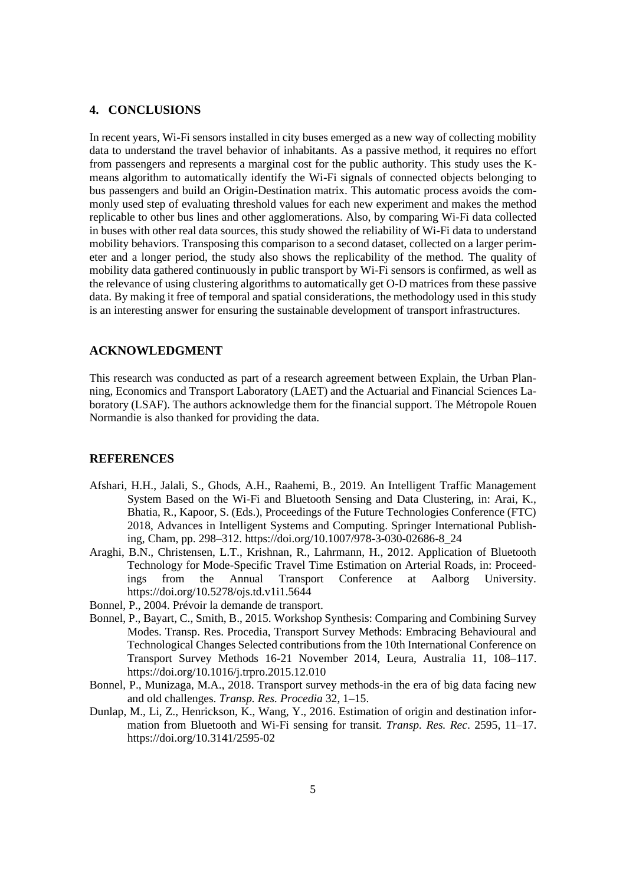## 4. CONCLUSIONS

In recent years, Wi-Fi sensors installed in city buses emerged as a new way of collecting mobility data to understand the travel behavior of inhabitants. As a passive method, it requires no effort from passengers and represents a marginal cost for the public authority. This study uses the K-means algorithm to automatically identify the Wi-Fi signals of connected objects belonging to bus passengers and build an Origin-Destination matrix. This automatic process avoids the commonly used step of evaluating threshold values for each new experiment and makes the method replicable to other bus lines and other agglomerations. Also, by comparing Wi-Fi data collected in buses with other real data sources, this study showed the reliability of Wi-Fi data to understand mobility behaviors. Transposing this comparison to a second dataset, collected on a larger perimeter and a longer period, the study also shows the replicability of the method. The quality of mobility data gathered continuously in public transport by Wi-Fi sensors is confirmed, as well as the relevance of using clustering algorithms to automatically get O-D matrices from these passive data. By making it free of temporal and spatial considerations, the methodology used in this study is an interesting answer for ensuring the sustainable development of transport infrastructures.

## ACKNOWLEDGMENT

This research was conducted as part of a research agreement between Explain, the Urban Planning, Economics and Transport Laboratory (LAET) and the Actuarial and Financial Sciences Laboratory (LSAF). The authors acknowledge them for the financial support. The Métropole Rouen Normandie is also thanked for providing the data.

## REFERENCES

- Afshari, H.H., Jalali, S., Ghods, A.H., Raahemi, B., 2019. An Intelligent Traffic Management System Based on the Wi-Fi and Bluetooth Sensing and Data Clustering, in: Arai, K., Bhatia, R., Kapoor, S. (Eds.), Proceedings of the Future Technologies Conference (FTC) 2018, Advances in Intelligent Systems and Computing. Springer International Publishing, Cham, pp. 298–312. https://doi.org/10.1007/978-3-030-02686-8_24
- Araghi, B.N., Christensen, L.T., Krishnan, R., Lahrmann, H., 2012. Application of Bluetooth Technology for Mode-Specific Travel Time Estimation on Arterial Roads, in: Proceedings from the Annual Transport Conference at Aalborg University. https://doi.org/10.5278/ojs.td.v1i1.5644
- Bonnel, P., 2004. Prévoir la demande de transport.
- Bonnel, P., Bayart, C., Smith, B., 2015. Workshop Synthesis: Comparing and Combining Survey Modes. Transp. Res. Procedia, Transport Survey Methods: Embracing Behavioural and Technological Changes Selected contributions from the 10th International Conference on Transport Survey Methods 16-21 November 2014, Leura, Australia 11, 108–117. https://doi.org/10.1016/j.trpro.2015.12.010
- Bonnel, P., Munizaga, M.A., 2018. Transport survey methods-in the era of big data facing new and old challenges. *Transp. Res. Procedia* 32, 1–15.
- Dunlap, M., Li, Z., Henrickson, K., Wang, Y., 2016. Estimation of origin and destination information from Bluetooth and Wi-Fi sensing for transit. *Transp. Res. Rec*. 2595, 11–17. https://doi.org/10.3141/2595-02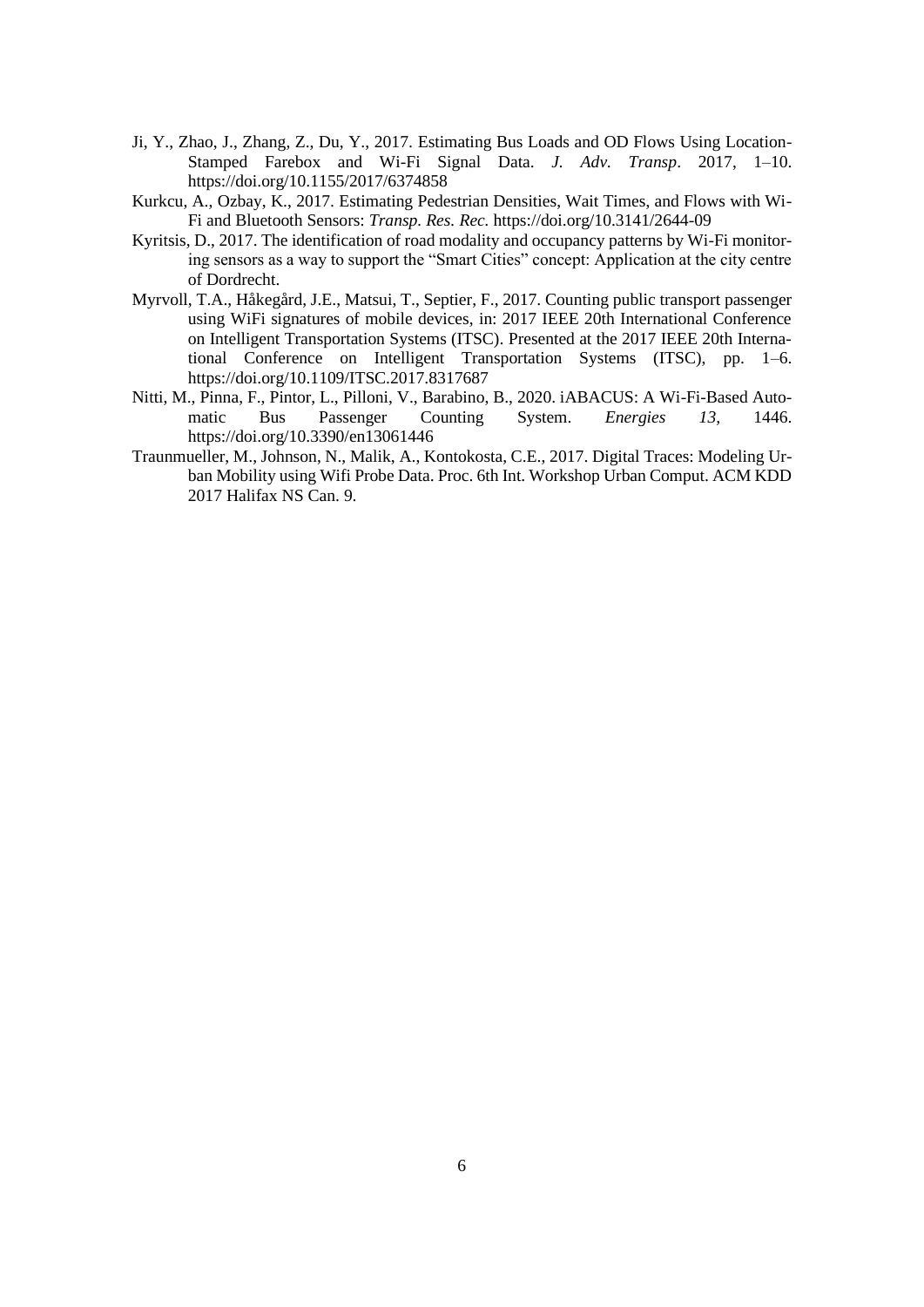Ji, Y., Zhao, J., Zhang, Z., Du, Y., 2017. Estimating Bus Loads and OD Flows Using Location-Stamped Farebox and Wi-Fi Signal Data. *J. Adv. Transp*. 2017, 1–10. https://doi.org/10.1155/2017/6374858

Kurkcu, A., Ozbay, K., 2017. Estimating Pedestrian Densities, Wait Times, and Flows with Wi-Fi and Bluetooth Sensors: *Transp. Res. Rec.* https://doi.org/10.3141/2644-09

Kyritsis, D., 2017. The identification of road modality and occupancy patterns by Wi-Fi monitoring sensors as a way to support the "Smart Cities" concept: Application at the city centre of Dordrecht.

Myrvoll, T.A., Håkegård, J.E., Matsui, T., Septier, F., 2017. Counting public transport passenger using WiFi signatures of mobile devices, in: 2017 IEEE 20th International Conference on Intelligent Transportation Systems (ITSC). Presented at the 2017 IEEE 20th International Conference on Intelligent Transportation Systems (ITSC), pp. 1–6. https://doi.org/10.1109/ITSC.2017.8317687

Nitti, M., Pinna, F., Pintor, L., Pilloni, V., Barabino, B., 2020. iABACUS: A Wi-Fi-Based Automatic Bus Passenger Counting System. *Energies 13,* 1446. https://doi.org/10.3390/en13061446

Traunmueller, M., Johnson, N., Malik, A., Kontokosta, C.E., 2017. Digital Traces: Modeling Urban Mobility using Wifi Probe Data. Proc. 6th Int. Workshop Urban Comput. ACM KDD 2017 Halifax NS Can. 9.